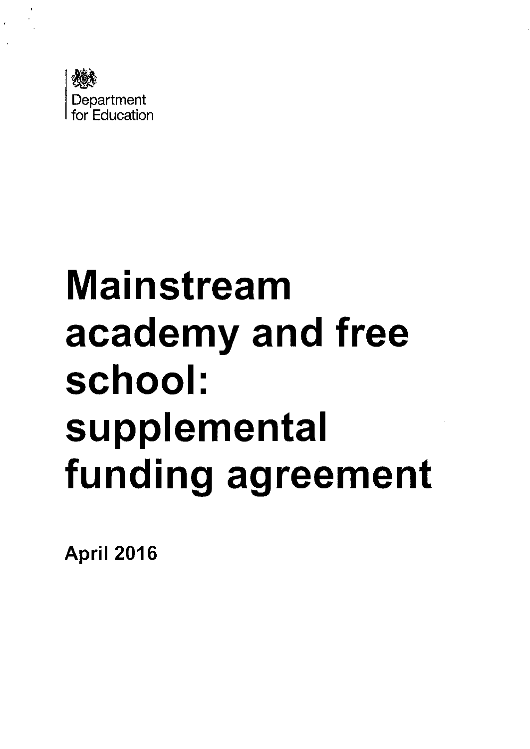Department for Education

# Mainstream academy and free school: supplemental funding agreement

**April 2016**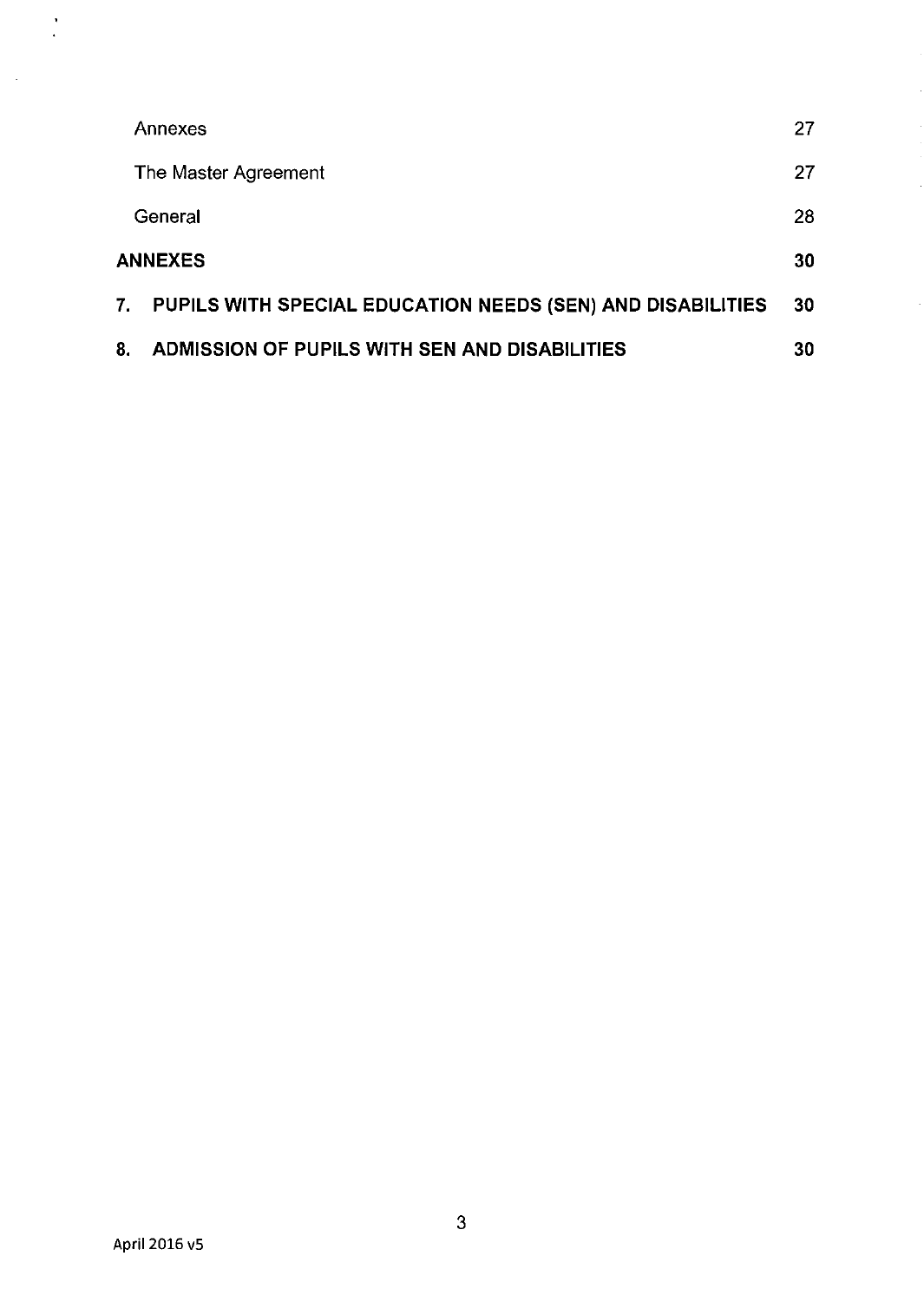Annexes 27

The Master Agreement 27

General 28

**ANNEXES 30**

**7. PUPILS WITH SPECIAL EDUCATION NEEDS (SEN) AND DISABILITIES 30**

**8. ADMISSION OF PUPILS WITH SEN AND DISABILITIES 30**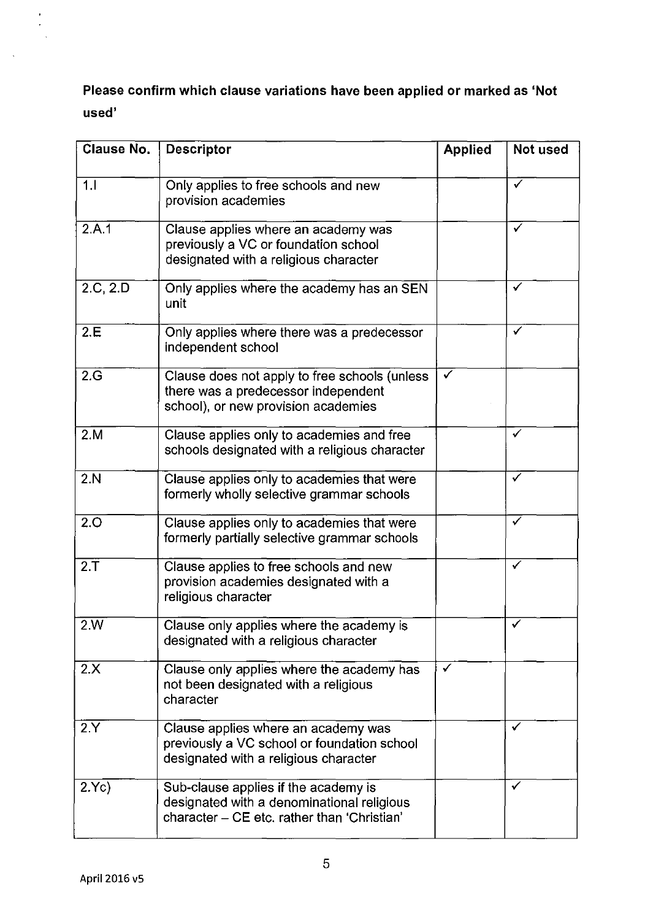**Please confirm which clause variations have been applied or marked as 'Not used'**

| Clause No. | Descriptor | Applied | Not used |
|---|---|---|---|
| 1.I | Only applies to free schools and new provision academies | | ✓ |
| 2.A.1 | Clause applies where an academy was previously a VC or foundation school designated with a religious character | | ✓ |
| 2.C, 2.D | Only applies where the academy has an SEN unit | | ✓ |
| 2.E | Only applies where there was a predecessor independent school | | ✓ |
| 2.G | Clause does not apply to free schools (unless there was a predecessor independent school), or new provision academies | ✓ | |
| 2.M | Clause applies only to academies and free schools designated with a religious character | | ✓ |
| 2.N | Clause applies only to academies that were formerly wholly selective grammar schools | | ✓ |
| 2.O | Clause applies only to academies that were formerly partially selective grammar schools | | ✓ |
| 2.T | Clause applies to free schools and new provision academies designated with a religious character | | ✓ |
| 2.W | Clause only applies where the academy is designated with a religious character | | ✓ |
| 2.X | Clause only applies where the academy has not been designated with a religious character | ✓ | |
| 2.Y | Clause applies where an academy was previously a VC school or foundation school designated with a religious character | | ✓ |
| 2.Yc) | Sub-clause applies if the academy is designated with a denominational religious character – CE etc. rather than 'Christian' | | ✓ |

April 2016 v5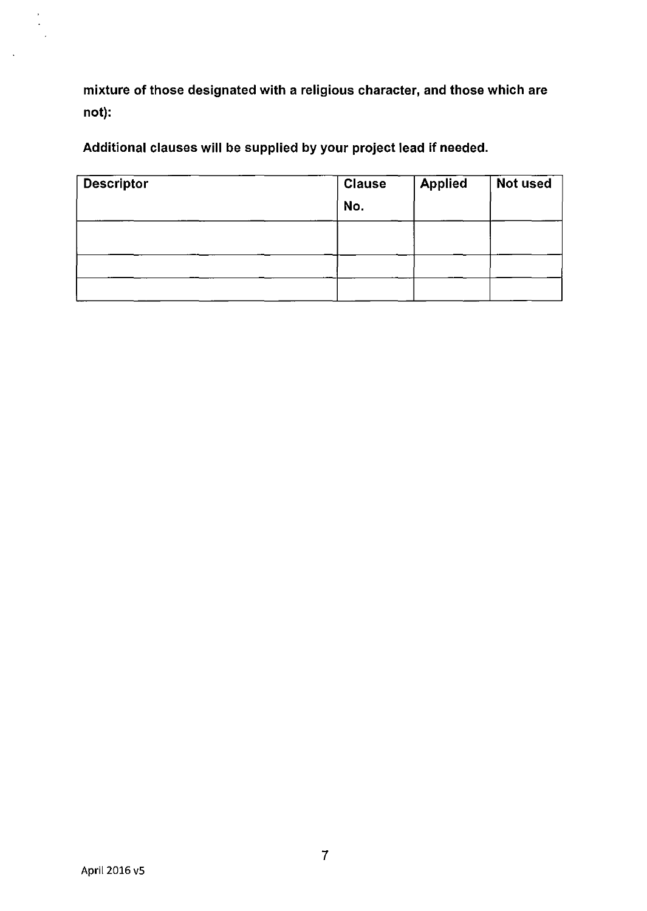**mixture of those designated with a religious character, and those which are not):**

**Additional clauses will be supplied by your project lead if needed.**

| Descriptor | Clause No. | Applied | Not used |
| --- | --- | --- | --- |
| | | | |
| | | | |
| | | | |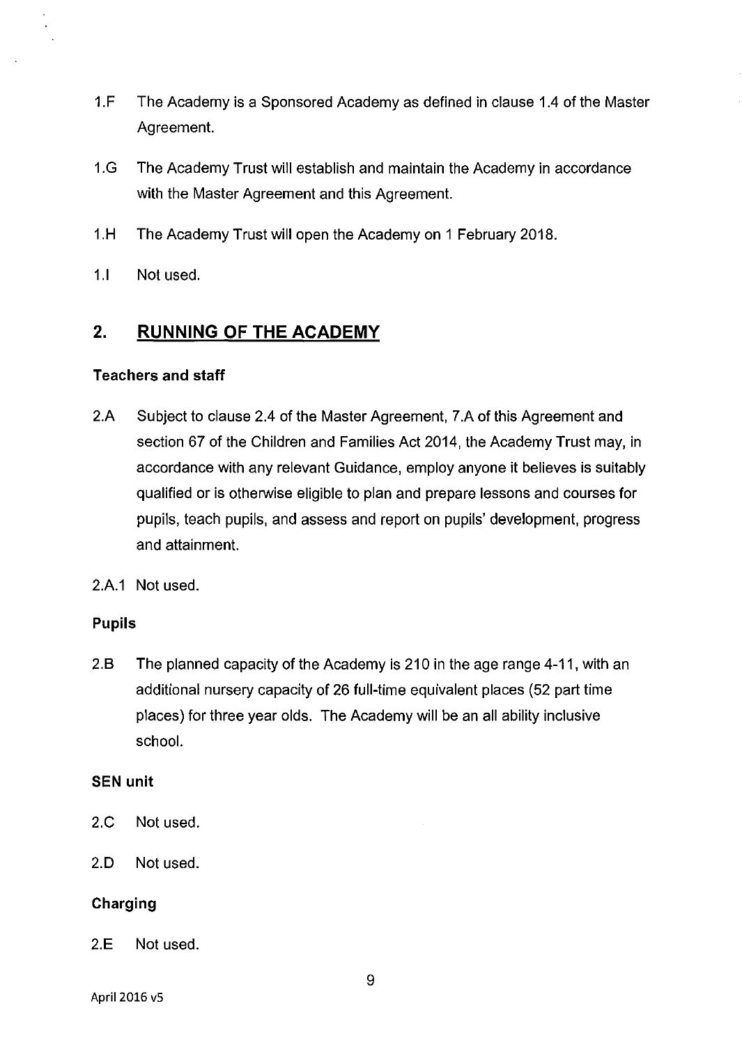1.F The Academy is a Sponsored Academy as defined in clause 1.4 of the Master Agreement.

1.G The Academy Trust will establish and maintain the Academy in accordance with the Master Agreement and this Agreement.

1.H The Academy Trust will open the Academy on 1 February 2018.

1.I Not used.

## 2. RUNNING OF THE ACADEMY

### Teachers and staff

2.A Subject to clause 2.4 of the Master Agreement, 7.A of this Agreement and section 67 of the Children and Families Act 2014, the Academy Trust may, in accordance with any relevant Guidance, employ anyone it believes is suitably qualified or is otherwise eligible to plan and prepare lessons and courses for pupils, teach pupils, and assess and report on pupils' development, progress and attainment.

2.A.1 Not used.

### Pupils

2.B The planned capacity of the Academy is 210 in the age range 4-11, with an additional nursery capacity of 26 full-time equivalent places (52 part time places) for three year olds. The Academy will be an all ability inclusive school.

### SEN unit

2.C Not used.

2.D Not used.

### Charging

2.E Not used.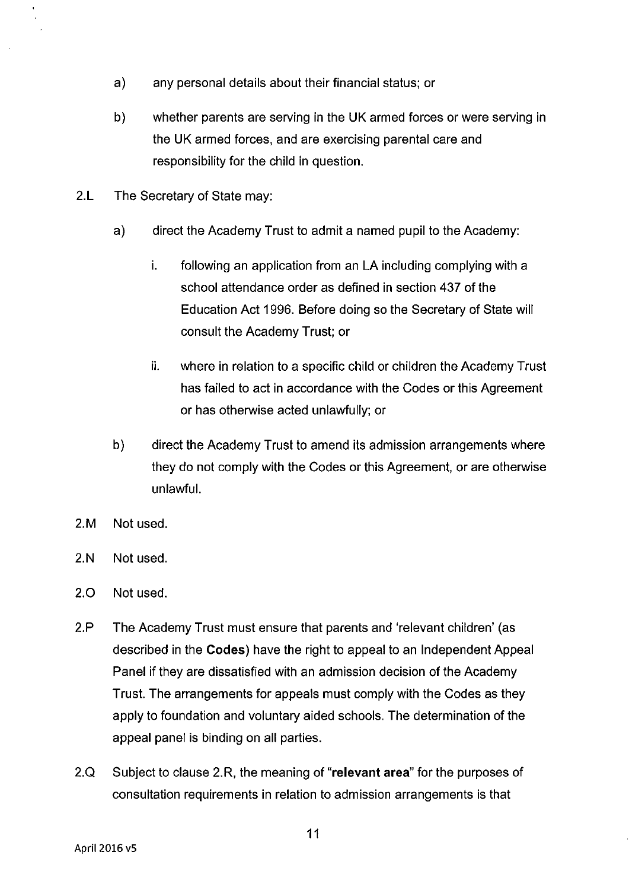a) any personal details about their financial status; or

b) whether parents are serving in the UK armed forces or were serving in the UK armed forces, and are exercising parental care and responsibility for the child in question.

2.L The Secretary of State may:

a) direct the Academy Trust to admit a named pupil to the Academy:

i. following an application from an LA including complying with a school attendance order as defined in section 437 of the Education Act 1996. Before doing so the Secretary of State will consult the Academy Trust; or

ii. where in relation to a specific child or children the Academy Trust has failed to act in accordance with the Codes or this Agreement or has otherwise acted unlawfully; or

b) direct the Academy Trust to amend its admission arrangements where they do not comply with the Codes or this Agreement, or are otherwise unlawful.

2.M Not used.

2.N Not used.

2.O Not used.

2.P The Academy Trust must ensure that parents and 'relevant children' (as described in the **Codes**) have the right to appeal to an Independent Appeal Panel if they are dissatisfied with an admission decision of the Academy Trust. The arrangements for appeals must comply with the Codes as they apply to foundation and voluntary aided schools. The determination of the appeal panel is binding on all parties.

2.Q Subject to clause 2.R, the meaning of "**relevant area**" for the purposes of consultation requirements in relation to admission arrangements is that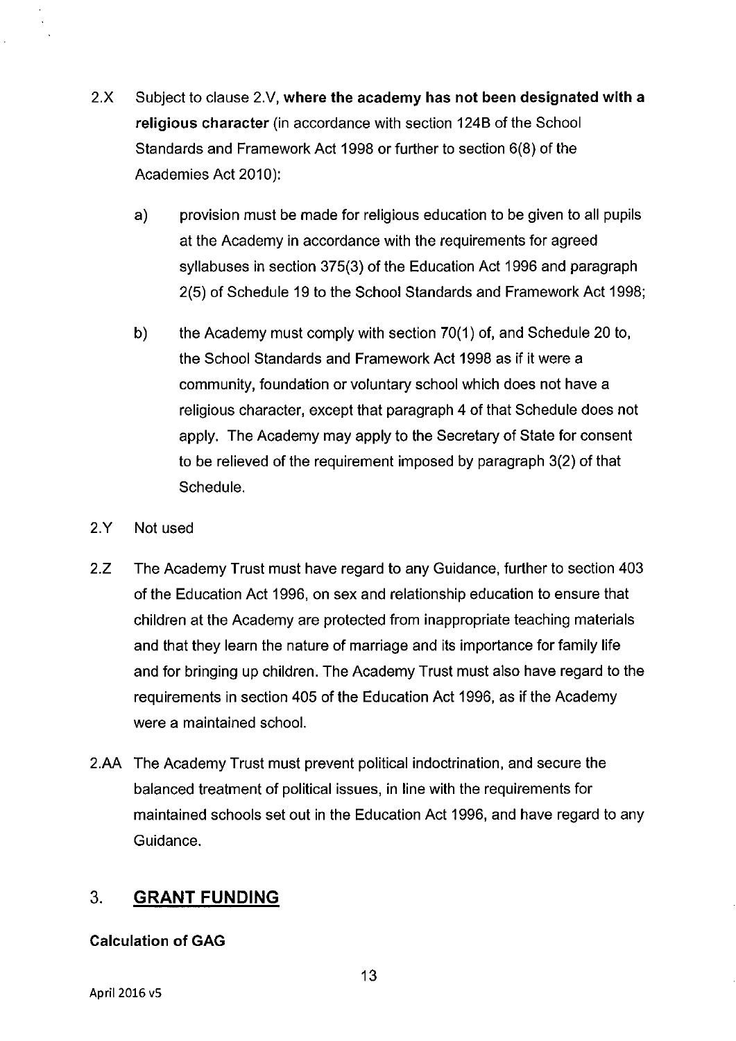2.X Subject to clause 2.V, **where the academy has not been designated with a religious character** (in accordance with section 124B of the School Standards and Framework Act 1998 or further to section 6(8) of the Academies Act 2010):

a) provision must be made for religious education to be given to all pupils at the Academy in accordance with the requirements for agreed syllabuses in section 375(3) of the Education Act 1996 and paragraph 2(5) of Schedule 19 to the School Standards and Framework Act 1998;

b) the Academy must comply with section 70(1) of, and Schedule 20 to, the School Standards and Framework Act 1998 as if it were a community, foundation or voluntary school which does not have a religious character, except that paragraph 4 of that Schedule does not apply. The Academy may apply to the Secretary of State for consent to be relieved of the requirement imposed by paragraph 3(2) of that Schedule.

2.Y Not used

2.Z The Academy Trust must have regard to any Guidance, further to section 403 of the Education Act 1996, on sex and relationship education to ensure that children at the Academy are protected from inappropriate teaching materials and that they learn the nature of marriage and its importance for family life and for bringing up children. The Academy Trust must also have regard to the requirements in section 405 of the Education Act 1996, as if the Academy were a maintained school.

2.AA The Academy Trust must prevent political indoctrination, and secure the balanced treatment of political issues, in line with the requirements for maintained schools set out in the Education Act 1996, and have regard to any Guidance.

## 3. GRANT FUNDING

### Calculation of GAG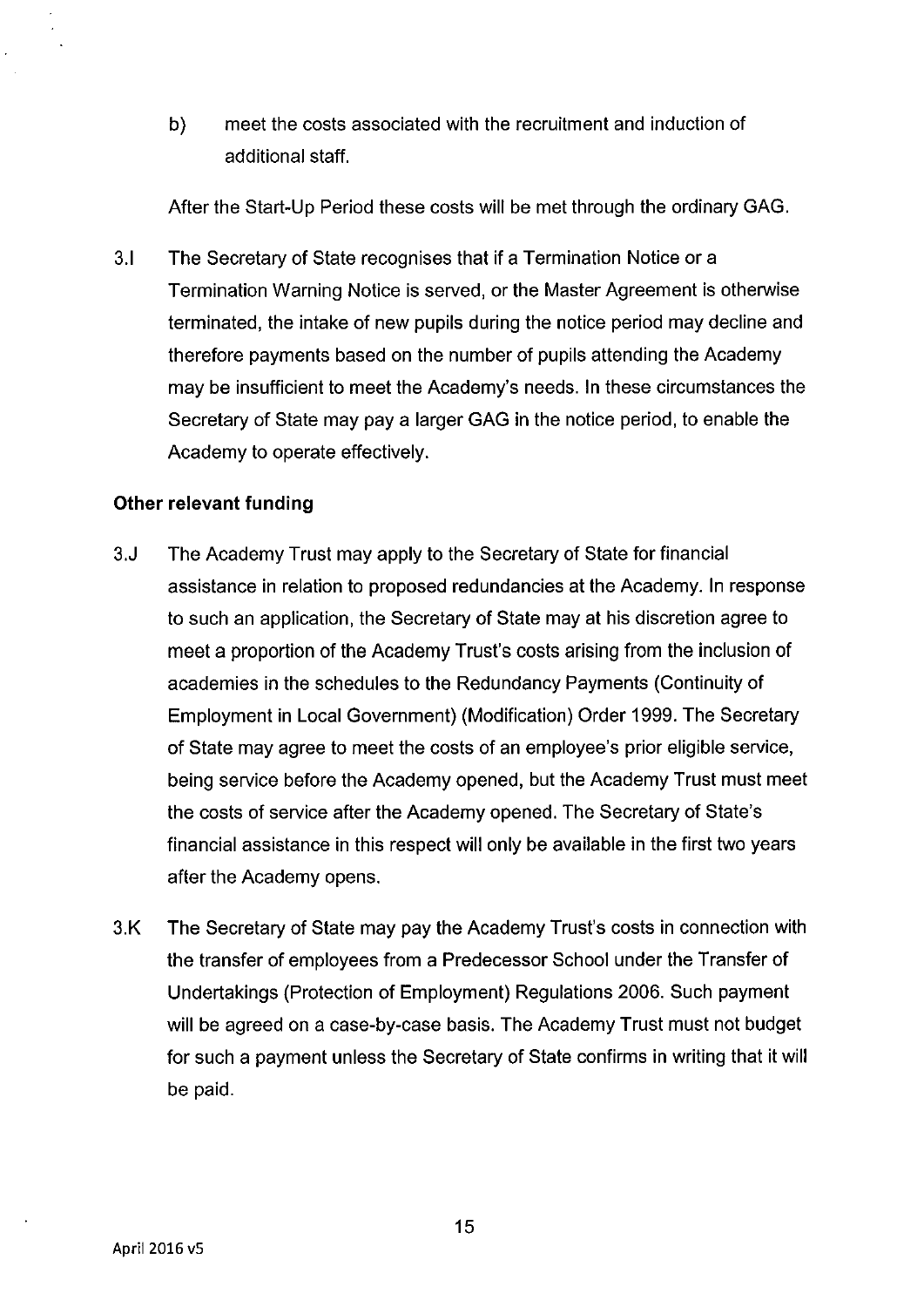b) meet the costs associated with the recruitment and induction of additional staff.

After the Start-Up Period these costs will be met through the ordinary GAG.

3.I The Secretary of State recognises that if a Termination Notice or a Termination Warning Notice is served, or the Master Agreement is otherwise terminated, the intake of new pupils during the notice period may decline and therefore payments based on the number of pupils attending the Academy may be insufficient to meet the Academy's needs. In these circumstances the Secretary of State may pay a larger GAG in the notice period, to enable the Academy to operate effectively.

**Other relevant funding**

3.J The Academy Trust may apply to the Secretary of State for financial assistance in relation to proposed redundancies at the Academy. In response to such an application, the Secretary of State may at his discretion agree to meet a proportion of the Academy Trust's costs arising from the inclusion of academies in the schedules to the Redundancy Payments (Continuity of Employment in Local Government) (Modification) Order 1999. The Secretary of State may agree to meet the costs of an employee's prior eligible service, being service before the Academy opened, but the Academy Trust must meet the costs of service after the Academy opened. The Secretary of State's financial assistance in this respect will only be available in the first two years after the Academy opens.

3.K The Secretary of State may pay the Academy Trust's costs in connection with the transfer of employees from a Predecessor School under the Transfer of Undertakings (Protection of Employment) Regulations 2006. Such payment will be agreed on a case-by-case basis. The Academy Trust must not budget for such a payment unless the Secretary of State confirms in writing that it will be paid.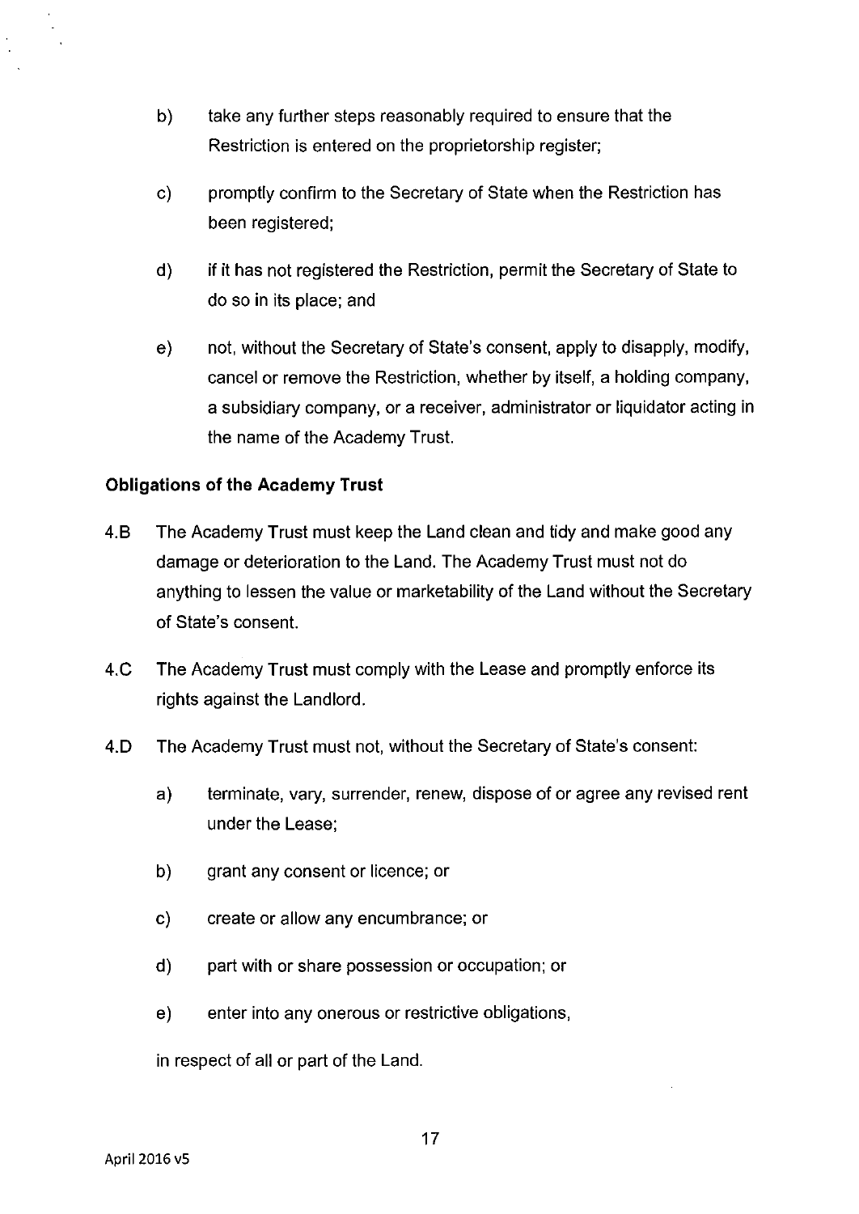b) take any further steps reasonably required to ensure that the Restriction is entered on the proprietorship register;

c) promptly confirm to the Secretary of State when the Restriction has been registered;

d) if it has not registered the Restriction, permit the Secretary of State to do so in its place; and

e) not, without the Secretary of State's consent, apply to disapply, modify, cancel or remove the Restriction, whether by itself, a holding company, a subsidiary company, or a receiver, administrator or liquidator acting in the name of the Academy Trust.

**Obligations of the Academy Trust**

4.B The Academy Trust must keep the Land clean and tidy and make good any damage or deterioration to the Land. The Academy Trust must not do anything to lessen the value or marketability of the Land without the Secretary of State's consent.

4.C The Academy Trust must comply with the Lease and promptly enforce its rights against the Landlord.

4.D The Academy Trust must not, without the Secretary of State's consent:

a) terminate, vary, surrender, renew, dispose of or agree any revised rent under the Lease;

b) grant any consent or licence; or

c) create or allow any encumbrance; or

d) part with or share possession or occupation; or

e) enter into any onerous or restrictive obligations,

in respect of all or part of the Land.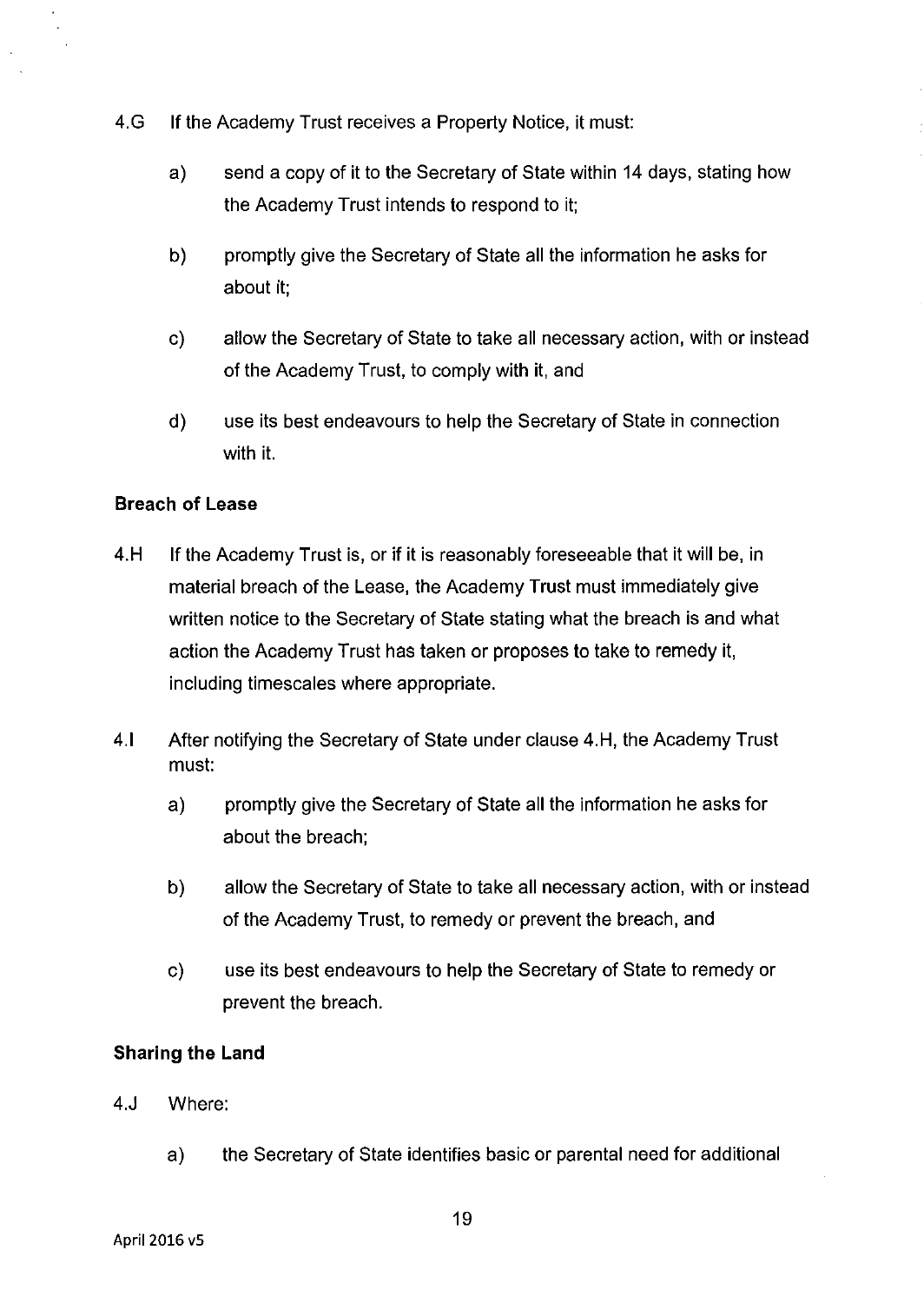4.G If the Academy Trust receives a Property Notice, it must:

a) send a copy of it to the Secretary of State within 14 days, stating how the Academy Trust intends to respond to it;

b) promptly give the Secretary of State all the information he asks for about it;

c) allow the Secretary of State to take all necessary action, with or instead of the Academy Trust, to comply with it, and

d) use its best endeavours to help the Secretary of State in connection with it.

**Breach of Lease**

4.H If the Academy Trust is, or if it is reasonably foreseeable that it will be, in material breach of the Lease, the Academy Trust must immediately give written notice to the Secretary of State stating what the breach is and what action the Academy Trust has taken or proposes to take to remedy it, including timescales where appropriate.

4.I After notifying the Secretary of State under clause 4.H, the Academy Trust must:

a) promptly give the Secretary of State all the information he asks for about the breach;

b) allow the Secretary of State to take all necessary action, with or instead of the Academy Trust, to remedy or prevent the breach, and

c) use its best endeavours to help the Secretary of State to remedy or prevent the breach.

**Sharing the Land**

4.J Where:

a) the Secretary of State identifies basic or parental need for additional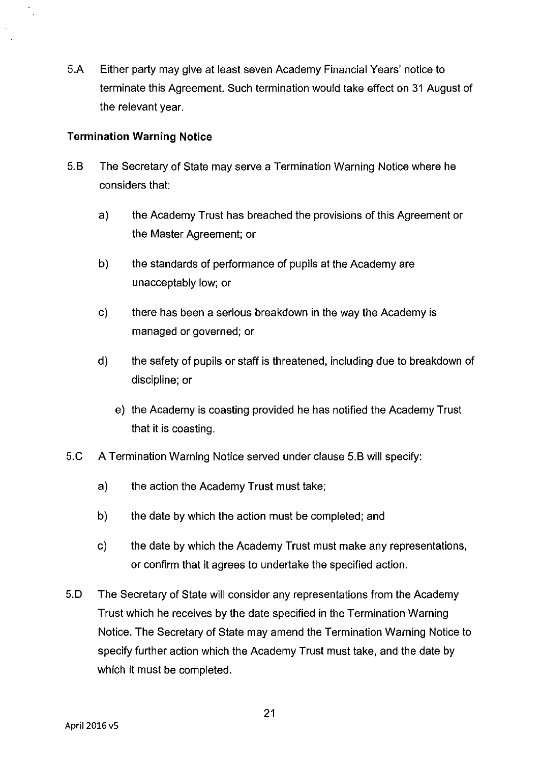5.A Either party may give at least seven Academy Financial Years' notice to terminate this Agreement. Such termination would take effect on 31 August of the relevant year.

**Termination Warning Notice**

5.B The Secretary of State may serve a Termination Warning Notice where he considers that:

a) the Academy Trust has breached the provisions of this Agreement or the Master Agreement; or

b) the standards of performance of pupils at the Academy are unacceptably low; or

c) there has been a serious breakdown in the way the Academy is managed or governed; or

d) the safety of pupils or staff is threatened, including due to breakdown of discipline; or

e) the Academy is coasting provided he has notified the Academy Trust that it is coasting.

5.C A Termination Warning Notice served under clause 5.B will specify:

a) the action the Academy Trust must take;

b) the date by which the action must be completed; and

c) the date by which the Academy Trust must make any representations, or confirm that it agrees to undertake the specified action.

5.D The Secretary of State will consider any representations from the Academy Trust which he receives by the date specified in the Termination Warning Notice. The Secretary of State may amend the Termination Warning Notice to specify further action which the Academy Trust must take, and the date by which it must be completed.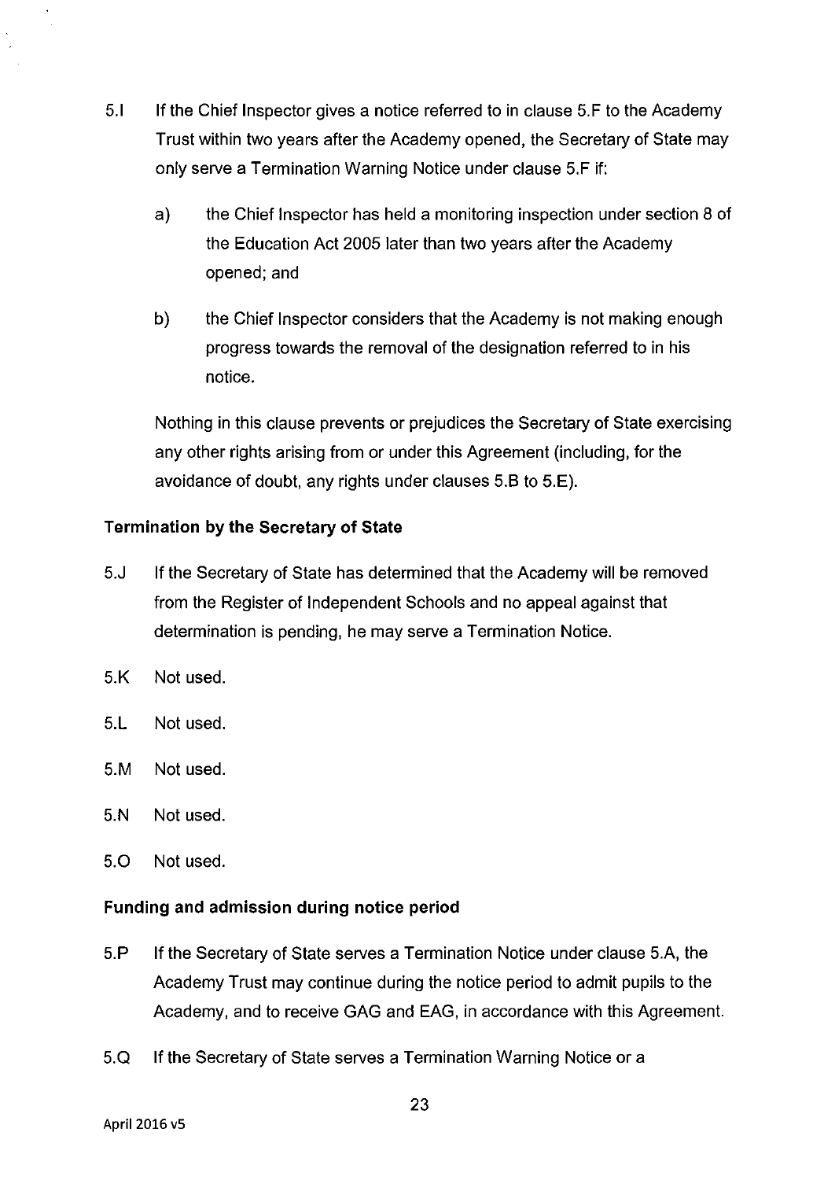5.I If the Chief Inspector gives a notice referred to in clause 5.F to the Academy Trust within two years after the Academy opened, the Secretary of State may only serve a Termination Warning Notice under clause 5.F if:

a) the Chief Inspector has held a monitoring inspection under section 8 of the Education Act 2005 later than two years after the Academy opened; and

b) the Chief Inspector considers that the Academy is not making enough progress towards the removal of the designation referred to in his notice.

Nothing in this clause prevents or prejudices the Secretary of State exercising any other rights arising from or under this Agreement (including, for the avoidance of doubt, any rights under clauses 5.B to 5.E).

**Termination by the Secretary of State**

5.J If the Secretary of State has determined that the Academy will be removed from the Register of Independent Schools and no appeal against that determination is pending, he may serve a Termination Notice.

5.K Not used.

5.L Not used.

5.M Not used.

5.N Not used.

5.O Not used.

**Funding and admission during notice period**

5.P If the Secretary of State serves a Termination Notice under clause 5.A, the Academy Trust may continue during the notice period to admit pupils to the Academy, and to receive GAG and EAG, in accordance with this Agreement.

5.Q If the Secretary of State serves a Termination Warning Notice or a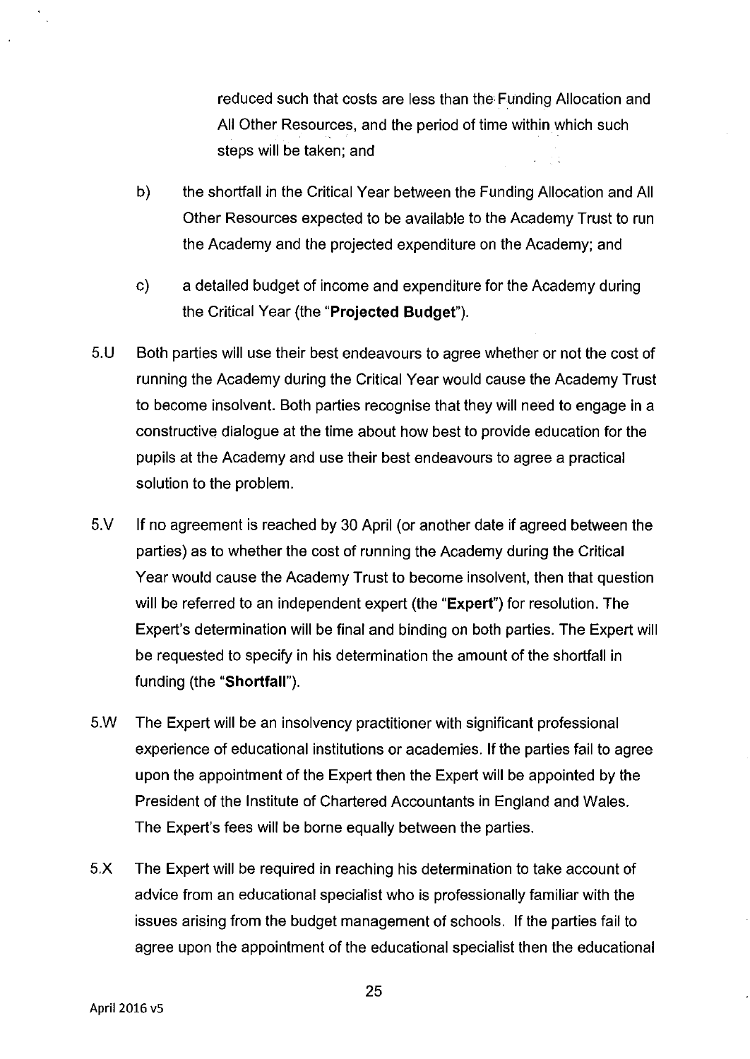reduced such that costs are less than the Funding Allocation and All Other Resources, and the period of time within which such steps will be taken; and

b) the shortfall in the Critical Year between the Funding Allocation and All Other Resources expected to be available to the Academy Trust to run the Academy and the projected expenditure on the Academy; and

c) a detailed budget of income and expenditure for the Academy during the Critical Year (the "**Projected Budget**").

5.U Both parties will use their best endeavours to agree whether or not the cost of running the Academy during the Critical Year would cause the Academy Trust to become insolvent. Both parties recognise that they will need to engage in a constructive dialogue at the time about how best to provide education for the pupils at the Academy and use their best endeavours to agree a practical solution to the problem.

5.V If no agreement is reached by 30 April (or another date if agreed between the parties) as to whether the cost of running the Academy during the Critical Year would cause the Academy Trust to become insolvent, then that question will be referred to an independent expert (the "**Expert**") for resolution. The Expert's determination will be final and binding on both parties. The Expert will be requested to specify in his determination the amount of the shortfall in funding (the "**Shortfall**").

5.W The Expert will be an insolvency practitioner with significant professional experience of educational institutions or academies. If the parties fail to agree upon the appointment of the Expert then the Expert will be appointed by the President of the Institute of Chartered Accountants in England and Wales. The Expert's fees will be borne equally between the parties.

5.X The Expert will be required in reaching his determination to take account of advice from an educational specialist who is professionally familiar with the issues arising from the budget management of schools. If the parties fail to agree upon the appointment of the educational specialist then the educational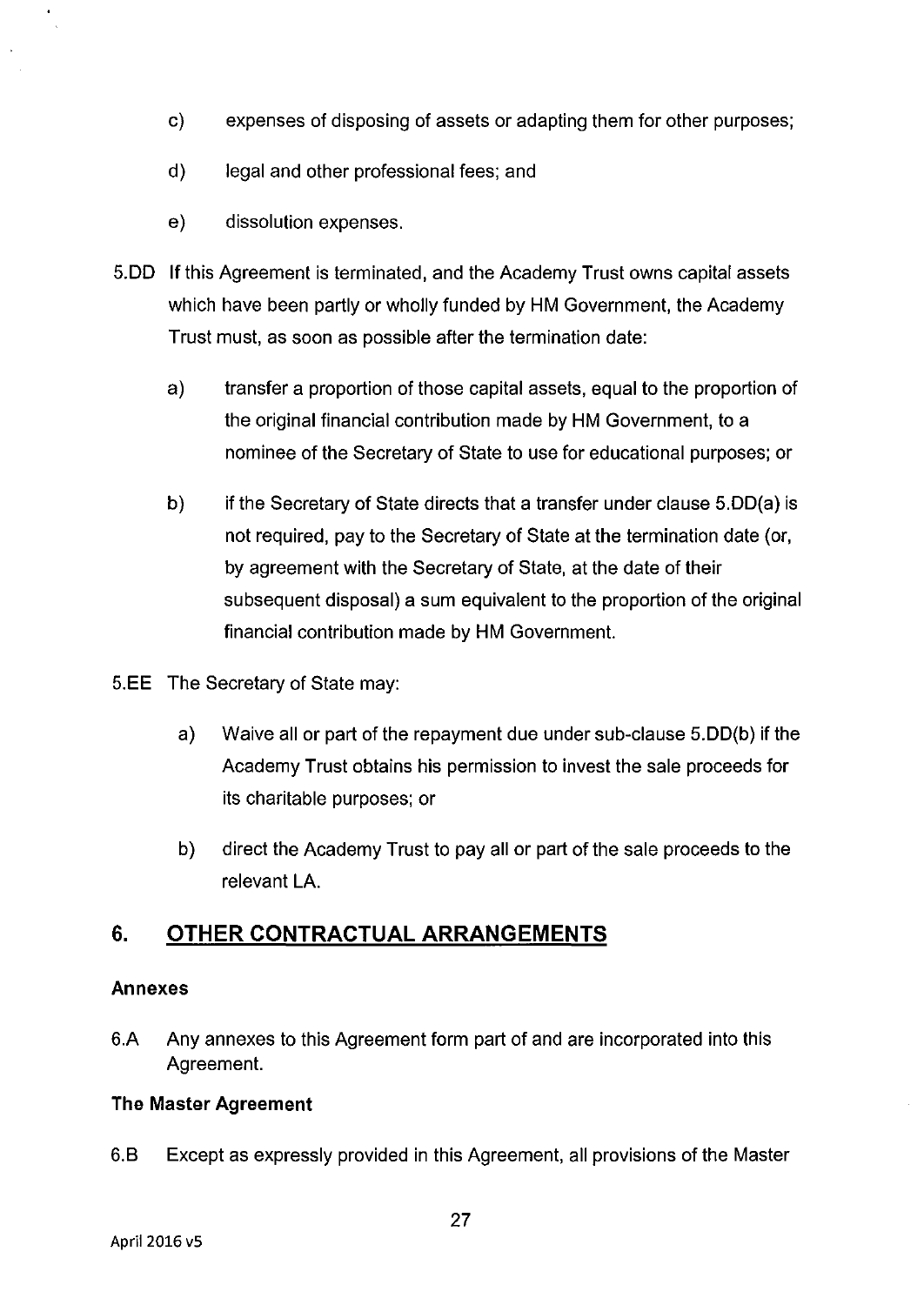c) expenses of disposing of assets or adapting them for other purposes;

d) legal and other professional fees; and

e) dissolution expenses.

5.DD If this Agreement is terminated, and the Academy Trust owns capital assets which have been partly or wholly funded by HM Government, the Academy Trust must, as soon as possible after the termination date:

a) transfer a proportion of those capital assets, equal to the proportion of the original financial contribution made by HM Government, to a nominee of the Secretary of State to use for educational purposes; or

b) if the Secretary of State directs that a transfer under clause 5.DD(a) is not required, pay to the Secretary of State at the termination date (or, by agreement with the Secretary of State, at the date of their subsequent disposal) a sum equivalent to the proportion of the original financial contribution made by HM Government.

5.EE The Secretary of State may:

a) Waive all or part of the repayment due under sub-clause 5.DD(b) if the Academy Trust obtains his permission to invest the sale proceeds for its charitable purposes; or

b) direct the Academy Trust to pay all or part of the sale proceeds to the relevant LA.

## 6. OTHER CONTRACTUAL ARRANGEMENTS

**Annexes**

6.A Any annexes to this Agreement form part of and are incorporated into this Agreement.

**The Master Agreement**

6.B Except as expressly provided in this Agreement, all provisions of the Master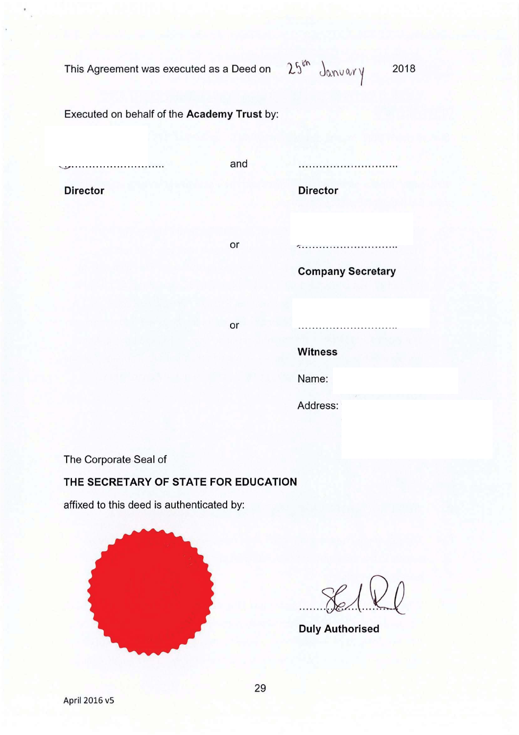This Agreement was executed as a Deed on 25th January 2018

Executed on behalf of the **Academy Trust** by:

............................ and ............................

**Director** **Director**

or ............................

**Company Secretary**

or ............................

**Witness**

Name:

Address:

The Corporate Seal of

**THE SECRETARY OF STATE FOR EDUCATION**

affixed to this deed is authenticated by:

............................

**Duly Authorised**

April 2016 v5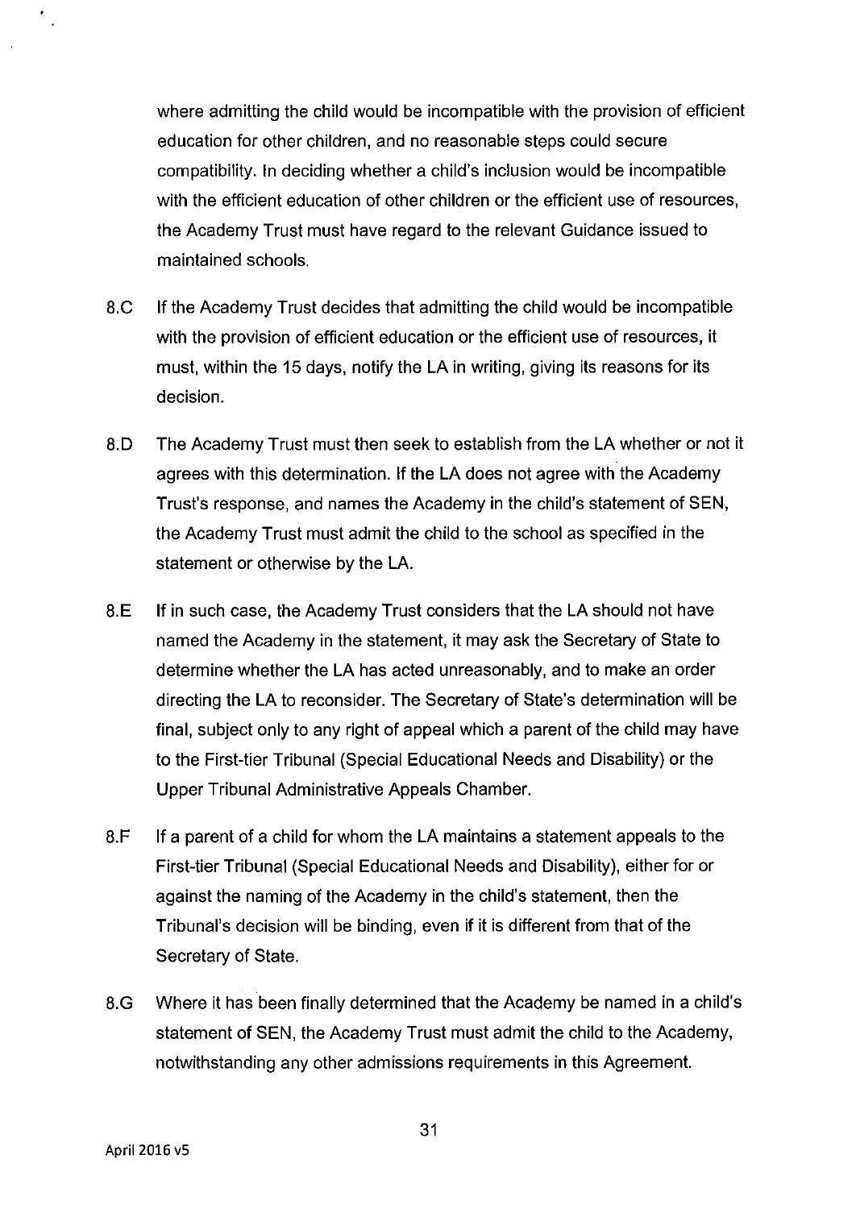where admitting the child would be incompatible with the provision of efficient education for other children, and no reasonable steps could secure compatibility. In deciding whether a child's inclusion would be incompatible with the efficient education of other children or the efficient use of resources, the Academy Trust must have regard to the relevant Guidance issued to maintained schools.

8.C If the Academy Trust decides that admitting the child would be incompatible with the provision of efficient education or the efficient use of resources, it must, within the 15 days, notify the LA in writing, giving its reasons for its decision.

8.D The Academy Trust must then seek to establish from the LA whether or not it agrees with this determination. If the LA does not agree with the Academy Trust's response, and names the Academy in the child's statement of SEN, the Academy Trust must admit the child to the school as specified in the statement or otherwise by the LA.

8.E If in such case, the Academy Trust considers that the LA should not have named the Academy in the statement, it may ask the Secretary of State to determine whether the LA has acted unreasonably, and to make an order directing the LA to reconsider. The Secretary of State's determination will be final, subject only to any right of appeal which a parent of the child may have to the First-tier Tribunal (Special Educational Needs and Disability) or the Upper Tribunal Administrative Appeals Chamber.

8.F If a parent of a child for whom the LA maintains a statement appeals to the First-tier Tribunal (Special Educational Needs and Disability), either for or against the naming of the Academy in the child's statement, then the Tribunal's decision will be binding, even if it is different from that of the Secretary of State.

8.G Where it has been finally determined that the Academy be named in a child's statement of SEN, the Academy Trust must admit the child to the Academy, notwithstanding any other admissions requirements in this Agreement.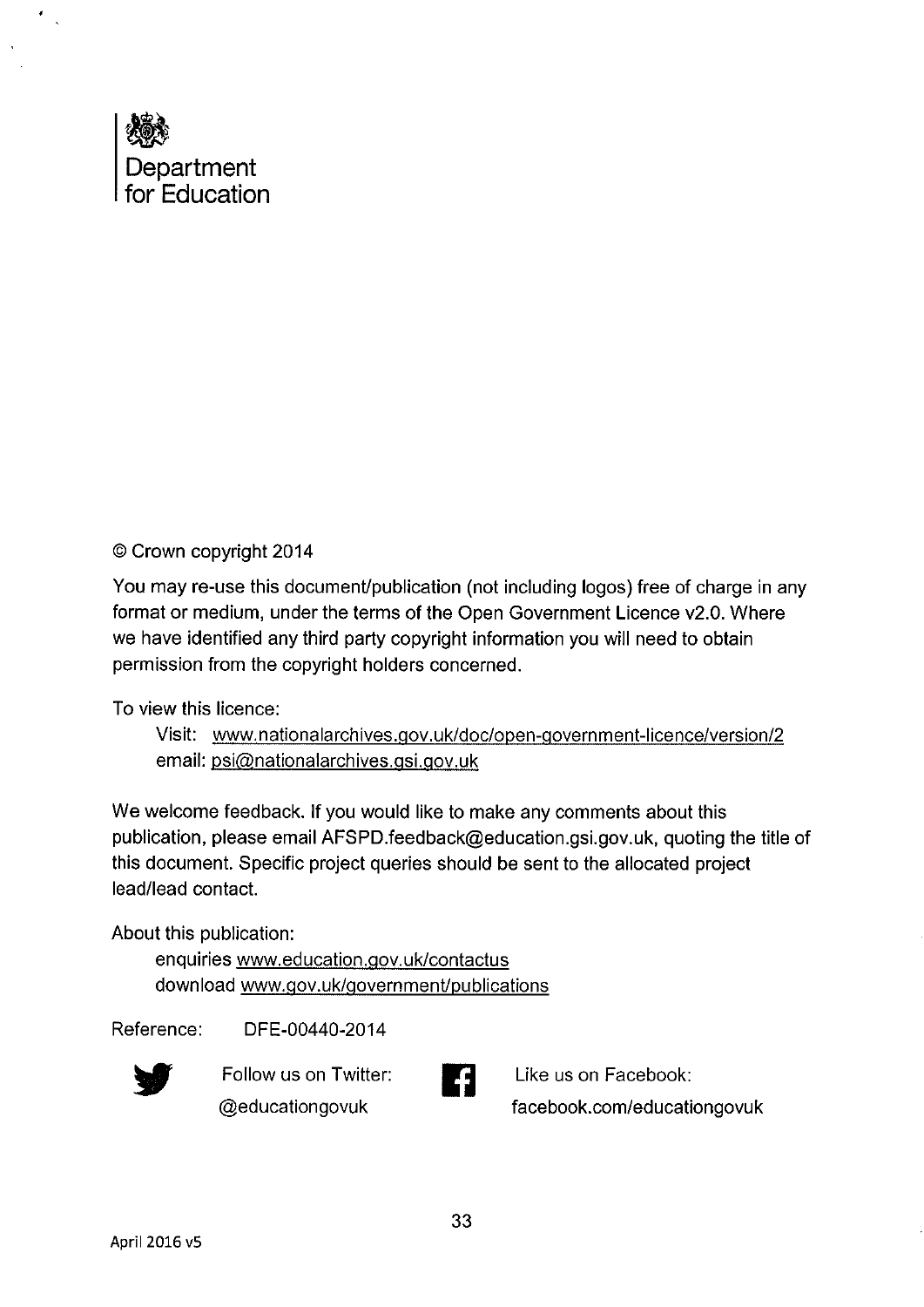Department for Education

© Crown copyright 2014

You may re-use this document/publication (not including logos) free of charge in any format or medium, under the terms of the Open Government Licence v2.0. Where we have identified any third party copyright information you will need to obtain permission from the copyright holders concerned.

To view this licence:

Visit: www.nationalarchives.gov.uk/doc/open-government-licence/version/2
email: psi@nationalarchives.gsi.gov.uk

We welcome feedback. If you would like to make any comments about this publication, please email AFSPD.feedback@education.gsi.gov.uk, quoting the title of this document. Specific project queries should be sent to the allocated project lead/lead contact.

About this publication:

enquiries www.education.gov.uk/contactus
download www.gov.uk/government/publications

Reference: DFE-00440-2014

Follow us on Twitter: @educationgovuk

Like us on Facebook: facebook.com/educationgovuk

April 2016 v5